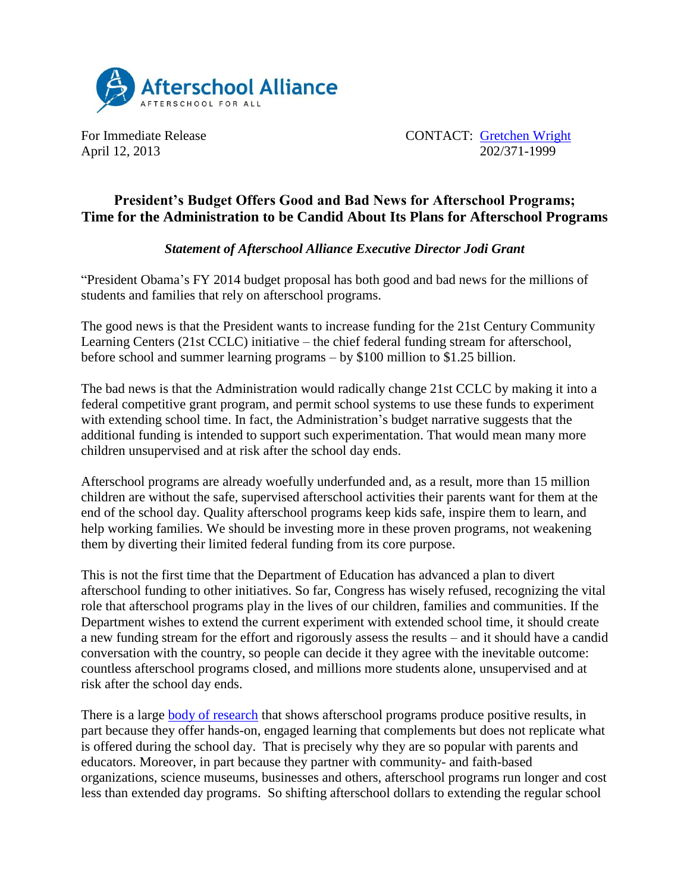Afterschool Alliance
AFTERSCHOOL FOR ALL

For Immediate Release
April 12, 2013

CONTACT: [Gretchen Wright](Gretchen Wright)
202/371-1999

## President's Budget Offers Good and Bad News for Afterschool Programs; Time for the Administration to be Candid About Its Plans for Afterschool Programs

***Statement of Afterschool Alliance Executive Director Jodi Grant***

"President Obama's FY 2014 budget proposal has both good and bad news for the millions of students and families that rely on afterschool programs.

The good news is that the President wants to increase funding for the 21st Century Community Learning Centers (21st CCLC) initiative – the chief federal funding stream for afterschool, before school and summer learning programs – by $100 million to $1.25 billion.

The bad news is that the Administration would radically change 21st CCLC by making it into a federal competitive grant program, and permit school systems to use these funds to experiment with extending school time. In fact, the Administration's budget narrative suggests that the additional funding is intended to support such experimentation. That would mean many more children unsupervised and at risk after the school day ends.

Afterschool programs are already woefully underfunded and, as a result, more than 15 million children are without the safe, supervised afterschool activities their parents want for them at the end of the school day. Quality afterschool programs keep kids safe, inspire them to learn, and help working families. We should be investing more in these proven programs, not weakening them by diverting their limited federal funding from its core purpose.

This is not the first time that the Department of Education has advanced a plan to divert afterschool funding to other initiatives. So far, Congress has wisely refused, recognizing the vital role that afterschool programs play in the lives of our children, families and communities. If the Department wishes to extend the current experiment with extended school time, it should create a new funding stream for the effort and rigorously assess the results – and it should have a candid conversation with the country, so people can decide it they agree with the inevitable outcome: countless afterschool programs closed, and millions more students alone, unsupervised and at risk after the school day ends.

There is a large [body of research](body of research) that shows afterschool programs produce positive results, in part because they offer hands-on, engaged learning that complements but does not replicate what is offered during the school day. That is precisely why they are so popular with parents and educators. Moreover, in part because they partner with community- and faith-based organizations, science museums, businesses and others, afterschool programs run longer and cost less than extended day programs. So shifting afterschool dollars to extending the regular school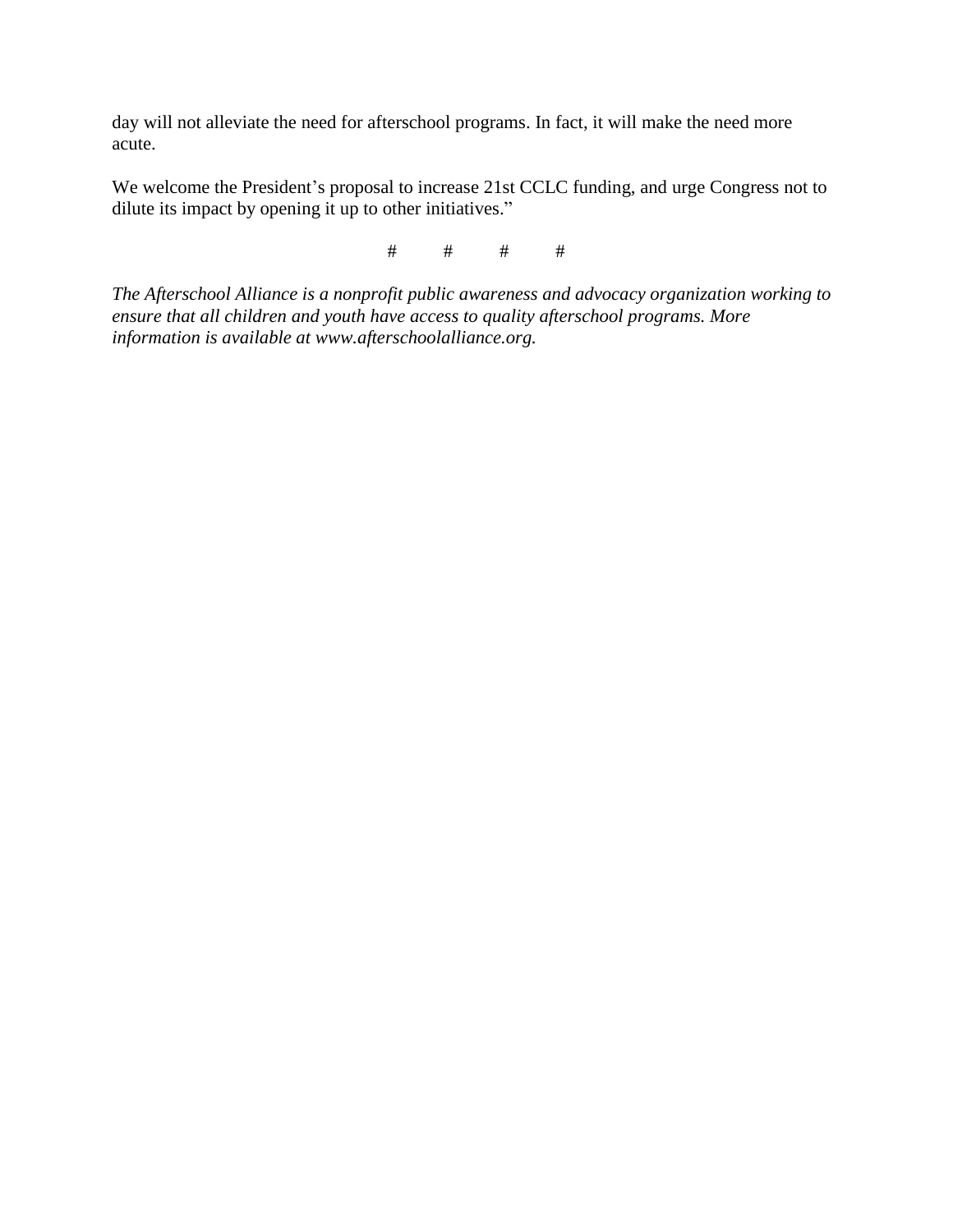day will not alleviate the need for afterschool programs. In fact, it will make the need more acute.

We welcome the President's proposal to increase 21st CCLC funding, and urge Congress not to dilute its impact by opening it up to other initiatives."

# # # #

*The Afterschool Alliance is a nonprofit public awareness and advocacy organization working to ensure that all children and youth have access to quality afterschool programs. More information is available at www.afterschoolalliance.org.*